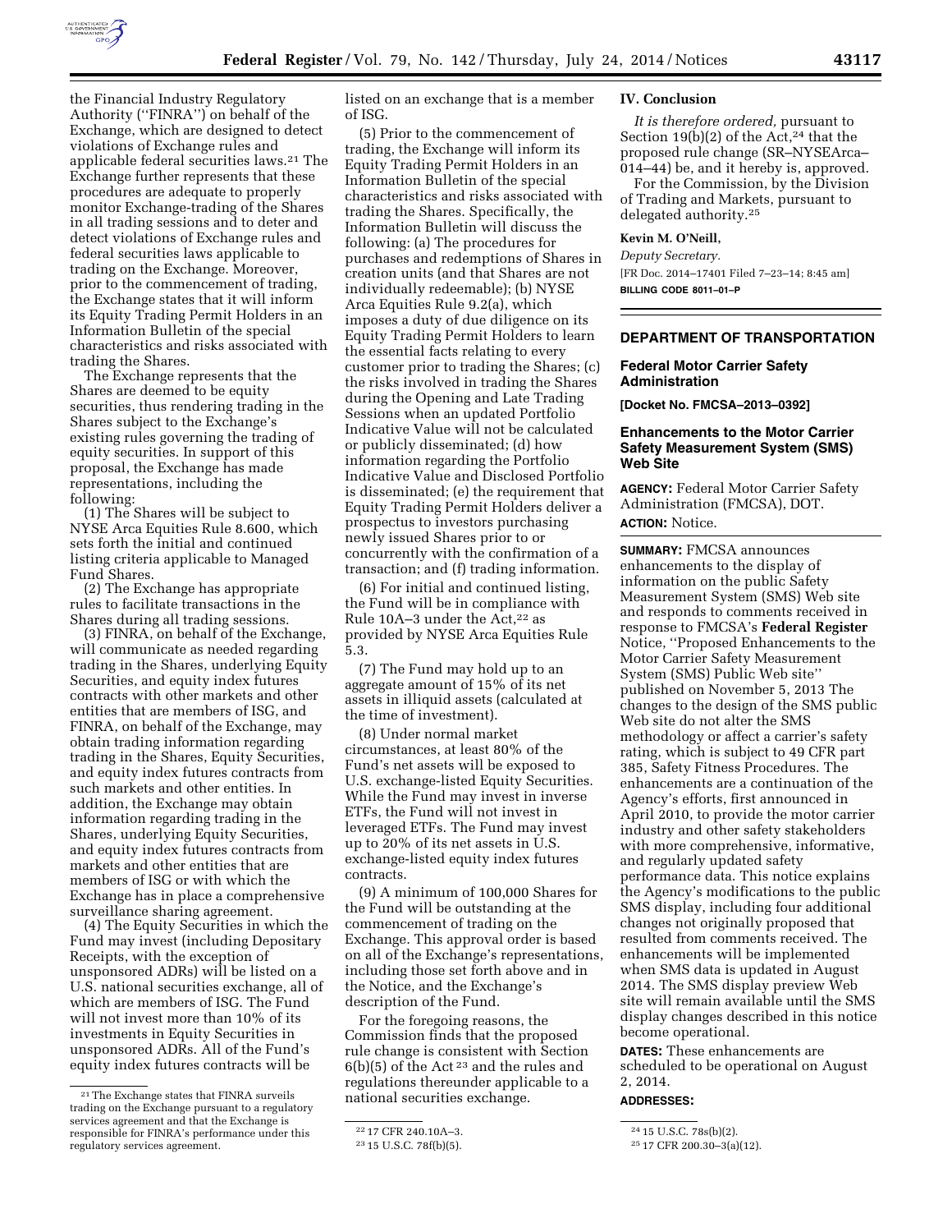the Financial Industry Regulatory Authority ("FINRA") on behalf of the Exchange, which are designed to detect violations of Exchange rules and applicable federal securities laws.[21] The Exchange further represents that these procedures are adequate to properly monitor Exchange-trading of the Shares in all trading sessions and to deter and detect violations of Exchange rules and federal securities laws applicable to trading on the Exchange. Moreover, prior to the commencement of trading, the Exchange states that it will inform its Equity Trading Permit Holders in an Information Bulletin of the special characteristics and risks associated with trading the Shares.

The Exchange represents that the Shares are deemed to be equity securities, thus rendering trading in the Shares subject to the Exchange's existing rules governing the trading of equity securities. In support of this proposal, the Exchange has made representations, including the following:

(1) The Shares will be subject to NYSE Arca Equities Rule 8.600, which sets forth the initial and continued listing criteria applicable to Managed Fund Shares.

(2) The Exchange has appropriate rules to facilitate transactions in the Shares during all trading sessions.

(3) FINRA, on behalf of the Exchange, will communicate as needed regarding trading in the Shares, underlying Equity Securities, and equity index futures contracts with other markets and other entities that are members of ISG, and FINRA, on behalf of the Exchange, may obtain trading information regarding trading in the Shares, Equity Securities, and equity index futures contracts from such markets and other entities. In addition, the Exchange may obtain information regarding trading in the Shares, underlying Equity Securities, and equity index futures contracts from markets and other entities that are members of ISG or with which the Exchange has in place a comprehensive surveillance sharing agreement.

(4) The Equity Securities in which the Fund may invest (including Depositary Receipts, with the exception of unsponsored ADRs) will be listed on a U.S. national securities exchange, all of which are members of ISG. The Fund will not invest more than 10% of its investments in Equity Securities in unsponsored ADRs. All of the Fund's equity index futures contracts will be listed on an exchange that is a member of ISG.

(5) Prior to the commencement of trading, the Exchange will inform its Equity Trading Permit Holders in an Information Bulletin of the special characteristics and risks associated with trading the Shares. Specifically, the Information Bulletin will discuss the following: (a) The procedures for purchases and redemptions of Shares in creation units (and that Shares are not individually redeemable); (b) NYSE Arca Equities Rule 9.2(a), which imposes a duty of due diligence on its Equity Trading Permit Holders to learn the essential facts relating to every customer prior to trading the Shares; (c) the risks involved in trading the Shares during the Opening and Late Trading Sessions when an updated Portfolio Indicative Value will not be calculated or publicly disseminated; (d) how information regarding the Portfolio Indicative Value and Disclosed Portfolio is disseminated; (e) the requirement that Equity Trading Permit Holders deliver a prospectus to investors purchasing newly issued Shares prior to or concurrently with the confirmation of a transaction; and (f) trading information.

(6) For initial and continued listing, the Fund will be in compliance with Rule 10A–3 under the Act,[22] as provided by NYSE Arca Equities Rule 5.3.

(7) The Fund may hold up to an aggregate amount of 15% of its net assets in illiquid assets (calculated at the time of investment).

(8) Under normal market circumstances, at least 80% of the Fund's net assets will be exposed to U.S. exchange-listed Equity Securities. While the Fund may invest in inverse ETFs, the Fund will not invest in leveraged ETFs. The Fund may invest up to 20% of its net assets in U.S. exchange-listed equity index futures contracts.

(9) A minimum of 100,000 Shares for the Fund will be outstanding at the commencement of trading on the Exchange. This approval order is based on all of the Exchange's representations, including those set forth above and in the Notice, and the Exchange's description of the Fund.

For the foregoing reasons, the Commission finds that the proposed rule change is consistent with Section 6(b)(5) of the Act [23] and the rules and regulations thereunder applicable to a national securities exchange.

## IV. Conclusion

*It is therefore ordered,* pursuant to Section 19(b)(2) of the Act,[24] that the proposed rule change (SR–NYSEArca–014–44) be, and it hereby is, approved.

For the Commission, by the Division of Trading and Markets, pursuant to delegated authority.[25]

**Kevin M. O'Neill,**

*Deputy Secretary.*

[FR Doc. 2014–17401 Filed 7–23–14; 8:45 am]

**BILLING CODE 8011–01–P**

[21] The Exchange states that FINRA surveils trading on the Exchange pursuant to a regulatory services agreement and that the Exchange is responsible for FINRA's performance under this regulatory services agreement.

[22] 17 CFR 240.10A–3.

[23] 15 U.S.C. 78f(b)(5).

[24] 15 U.S.C. 78s(b)(2).

[25] 17 CFR 200.30–3(a)(12).

# DEPARTMENT OF TRANSPORTATION

## Federal Motor Carrier Safety Administration

**[Docket No. FMCSA–2013–0392]**

## Enhancements to the Motor Carrier Safety Measurement System (SMS) Web Site

**AGENCY:** Federal Motor Carrier Safety Administration (FMCSA), DOT.

**ACTION:** Notice.

**SUMMARY:** FMCSA announces enhancements to the display of information on the public Safety Measurement System (SMS) Web site and responds to comments received in response to FMCSA's **Federal Register** Notice, "Proposed Enhancements to the Motor Carrier Safety Measurement System (SMS) Public Web site" published on November 5, 2013 The changes to the design of the SMS public Web site do not alter the SMS methodology or affect a carrier's safety rating, which is subject to 49 CFR part 385, Safety Fitness Procedures. The enhancements are a continuation of the Agency's efforts, first announced in April 2010, to provide the motor carrier industry and other safety stakeholders with more comprehensive, informative, and regularly updated safety performance data. This notice explains the Agency's modifications to the public SMS display, including four additional changes not originally proposed that resulted from comments received. The enhancements will be implemented when SMS data is updated in August 2014. The SMS display preview Web site will remain available until the SMS display changes described in this notice become operational.

**DATES:** These enhancements are scheduled to be operational on August 2, 2014.

**ADDRESSES:**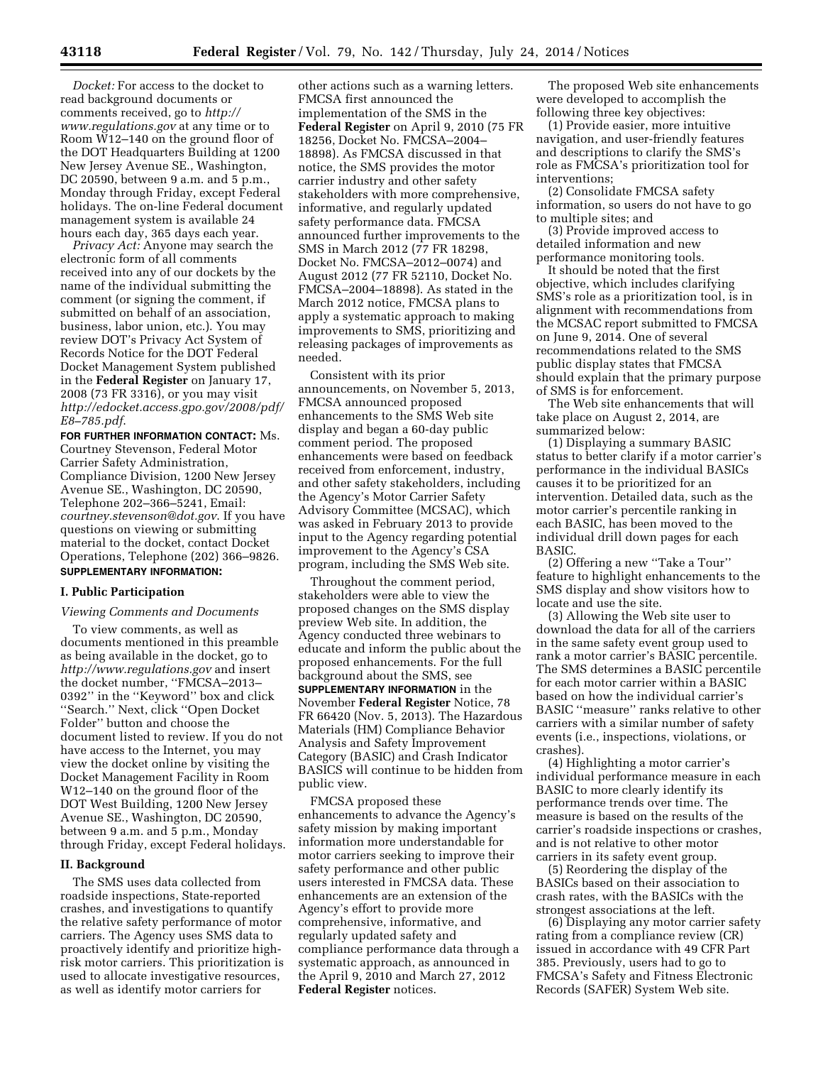*Docket:* For access to the docket to read background documents or comments received, go to *http://www.regulations.gov* at any time or to Room W12–140 on the ground floor of the DOT Headquarters Building at 1200 New Jersey Avenue SE., Washington, DC 20590, between 9 a.m. and 5 p.m., Monday through Friday, except Federal holidays. The on-line Federal document management system is available 24 hours each day, 365 days each year.

*Privacy Act:* Anyone may search the electronic form of all comments received into any of our dockets by the name of the individual submitting the comment (or signing the comment, if submitted on behalf of an association, business, labor union, etc.). You may review DOT's Privacy Act System of Records Notice for the DOT Federal Docket Management System published in the **Federal Register** on January 17, 2008 (73 FR 3316), or you may visit *http://edocket.access.gpo.gov/2008/pdf/E8–785.pdf.*

**FOR FURTHER INFORMATION CONTACT:** Ms. Courtney Stevenson, Federal Motor Carrier Safety Administration, Compliance Division, 1200 New Jersey Avenue SE., Washington, DC 20590, Telephone 202–366–5241, Email: *courtney.stevenson@dot.gov.* If you have questions on viewing or submitting material to the docket, contact Docket Operations, Telephone (202) 366–9826.

**SUPPLEMENTARY INFORMATION:**

## I. Public Participation

*Viewing Comments and Documents*

To view comments, as well as documents mentioned in this preamble as being available in the docket, go to *http://www.regulations.gov* and insert the docket number, ''FMCSA–2013–0392'' in the ''Keyword'' box and click ''Search.'' Next, click ''Open Docket Folder'' button and choose the document listed to review. If you do not have access to the Internet, you may view the docket online by visiting the Docket Management Facility in Room W12–140 on the ground floor of the DOT West Building, 1200 New Jersey Avenue SE., Washington, DC 20590, between 9 a.m. and 5 p.m., Monday through Friday, except Federal holidays.

## II. Background

The SMS uses data collected from roadside inspections, State-reported crashes, and investigations to quantify the relative safety performance of motor carriers. The Agency uses SMS data to proactively identify and prioritize high-risk motor carriers. This prioritization is used to allocate investigative resources, as well as identify motor carriers for other actions such as a warning letters. FMCSA first announced the implementation of the SMS in the **Federal Register** on April 9, 2010 (75 FR 18256, Docket No. FMCSA–2004–18898). As FMCSA discussed in that notice, the SMS provides the motor carrier industry and other safety stakeholders with more comprehensive, informative, and regularly updated safety performance data. FMCSA announced further improvements to the SMS in March 2012 (77 FR 18298, Docket No. FMCSA–2012–0074) and August 2012 (77 FR 52110, Docket No. FMCSA–2004–18898). As stated in the March 2012 notice, FMCSA plans to apply a systematic approach to making improvements to SMS, prioritizing and releasing packages of improvements as needed.

Consistent with its prior announcements, on November 5, 2013, FMCSA announced proposed enhancements to the SMS Web site display and began a 60-day public comment period. The proposed enhancements were based on feedback received from enforcement, industry, and other safety stakeholders, including the Agency's Motor Carrier Safety Advisory Committee (MCSAC), which was asked in February 2013 to provide input to the Agency regarding potential improvement to the Agency's CSA program, including the SMS Web site.

Throughout the comment period, stakeholders were able to view the proposed changes on the SMS display preview Web site. In addition, the Agency conducted three webinars to educate and inform the public about the proposed enhancements. For the full background about the SMS, see **SUPPLEMENTARY INFORMATION** in the November **Federal Register** Notice, 78 FR 66420 (Nov. 5, 2013). The Hazardous Materials (HM) Compliance Behavior Analysis and Safety Improvement Category (BASIC) and Crash Indicator BASICS will continue to be hidden from public view.

FMCSA proposed these enhancements to advance the Agency's safety mission by making important information more understandable for motor carriers seeking to improve their safety performance and other public users interested in FMCSA data. These enhancements are an extension of the Agency's effort to provide more comprehensive, informative, and regularly updated safety and compliance performance data through a systematic approach, as announced in the April 9, 2010 and March 27, 2012 **Federal Register** notices.

The proposed Web site enhancements were developed to accomplish the following three key objectives:

(1) Provide easier, more intuitive navigation, and user-friendly features and descriptions to clarify the SMS's role as FMCSA's prioritization tool for interventions;

(2) Consolidate FMCSA safety information, so users do not have to go to multiple sites; and

(3) Provide improved access to detailed information and new performance monitoring tools.

It should be noted that the first objective, which includes clarifying SMS's role as a prioritization tool, is in alignment with recommendations from the MCSAC report submitted to FMCSA on June 9, 2014. One of several recommendations related to the SMS public display states that FMCSA should explain that the primary purpose of SMS is for enforcement.

The Web site enhancements that will take place on August 2, 2014, are summarized below:

(1) Displaying a summary BASIC status to better clarify if a motor carrier's performance in the individual BASICs causes it to be prioritized for an intervention. Detailed data, such as the motor carrier's percentile ranking in each BASIC, has been moved to the individual drill down pages for each BASIC.

(2) Offering a new ''Take a Tour'' feature to highlight enhancements to the SMS display and show visitors how to locate and use the site.

(3) Allowing the Web site user to download the data for all of the carriers in the same safety event group used to rank a motor carrier's BASIC percentile. The SMS determines a BASIC percentile for each motor carrier within a BASIC based on how the individual carrier's BASIC ''measure'' ranks relative to other carriers with a similar number of safety events (i.e., inspections, violations, or crashes).

(4) Highlighting a motor carrier's individual performance measure in each BASIC to more clearly identify its performance trends over time. The measure is based on the results of the carrier's roadside inspections or crashes, and is not relative to other motor carriers in its safety event group.

(5) Reordering the display of the BASICs based on their association to crash rates, with the BASICs with the strongest associations at the left.

(6) Displaying any motor carrier safety rating from a compliance review (CR) issued in accordance with 49 CFR Part 385. Previously, users had to go to FMCSA's Safety and Fitness Electronic Records (SAFER) System Web site.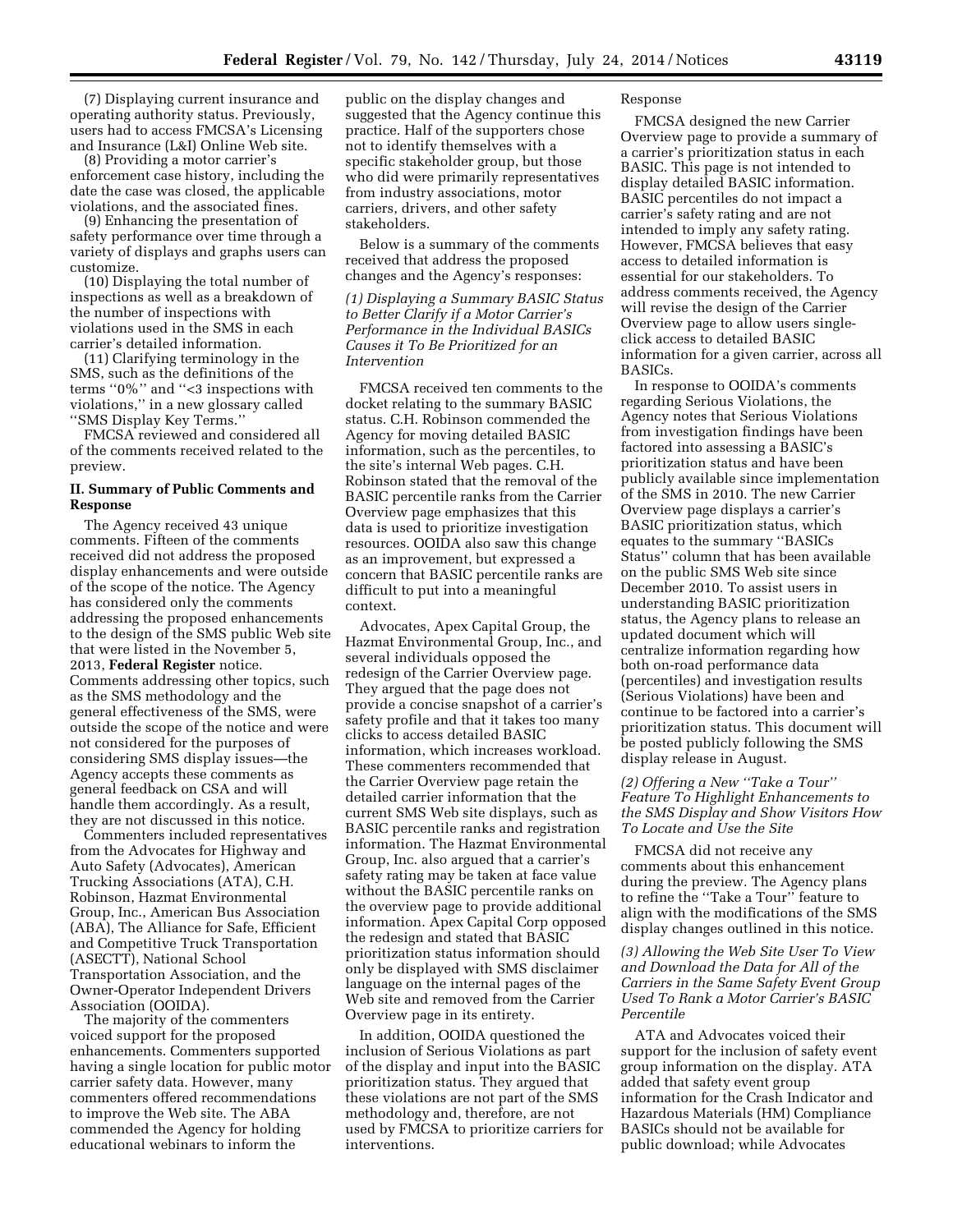(7) Displaying current insurance and operating authority status. Previously, users had to access FMCSA's Licensing and Insurance (L&I) Online Web site.

(8) Providing a motor carrier's enforcement case history, including the date the case was closed, the applicable violations, and the associated fines.

(9) Enhancing the presentation of safety performance over time through a variety of displays and graphs users can customize.

(10) Displaying the total number of inspections as well as a breakdown of the number of inspections with violations used in the SMS in each carrier's detailed information.

(11) Clarifying terminology in the SMS, such as the definitions of the terms ''0%'' and ''<3 inspections with violations,'' in a new glossary called ''SMS Display Key Terms.''

FMCSA reviewed and considered all of the comments received related to the preview.

## II. Summary of Public Comments and Response

The Agency received 43 unique comments. Fifteen of the comments received did not address the proposed display enhancements and were outside of the scope of the notice. The Agency has considered only the comments addressing the proposed enhancements to the design of the SMS public Web site that were listed in the November 5, 2013, **Federal Register** notice. Comments addressing other topics, such as the SMS methodology and the general effectiveness of the SMS, were outside the scope of the notice and were not considered for the purposes of considering SMS display issues—the Agency accepts these comments as general feedback on CSA and will handle them accordingly. As a result, they are not discussed in this notice.

Commenters included representatives from the Advocates for Highway and Auto Safety (Advocates), American Trucking Associations (ATA), C.H. Robinson, Hazmat Environmental Group, Inc., American Bus Association (ABA), The Alliance for Safe, Efficient and Competitive Truck Transportation (ASECTT), National School Transportation Association, and the Owner-Operator Independent Drivers Association (OOIDA).

The majority of the commenters voiced support for the proposed enhancements. Commenters supported having a single location for public motor carrier safety data. However, many commenters offered recommendations to improve the Web site. The ABA commended the Agency for holding educational webinars to inform the public on the display changes and suggested that the Agency continue this practice. Half of the supporters chose not to identify themselves with a specific stakeholder group, but those who did were primarily representatives from industry associations, motor carriers, drivers, and other safety stakeholders.

Below is a summary of the comments received that address the proposed changes and the Agency's responses:

*(1) Displaying a Summary BASIC Status to Better Clarify if a Motor Carrier's Performance in the Individual BASICs Causes it To Be Prioritized for an Intervention*

FMCSA received ten comments to the docket relating to the summary BASIC status. C.H. Robinson commended the Agency for moving detailed BASIC information, such as the percentiles, to the site's internal Web pages. C.H. Robinson stated that the removal of the BASIC percentile ranks from the Carrier Overview page emphasizes that this data is used to prioritize investigation resources. OOIDA also saw this change as an improvement, but expressed a concern that BASIC percentile ranks are difficult to put into a meaningful context.

Advocates, Apex Capital Group, the Hazmat Environmental Group, Inc., and several individuals opposed the redesign of the Carrier Overview page. They argued that the page does not provide a concise snapshot of a carrier's safety profile and that it takes too many clicks to access detailed BASIC information, which increases workload. These commenters recommended that the Carrier Overview page retain the detailed carrier information that the current SMS Web site displays, such as BASIC percentile ranks and registration information. The Hazmat Environmental Group, Inc. also argued that a carrier's safety rating may be taken at face value without the BASIC percentile ranks on the overview page to provide additional information. Apex Capital Corp opposed the redesign and stated that BASIC prioritization status information should only be displayed with SMS disclaimer language on the internal pages of the Web site and removed from the Carrier Overview page in its entirety.

In addition, OOIDA questioned the inclusion of Serious Violations as part of the display and input into the BASIC prioritization status. They argued that these violations are not part of the SMS methodology and, therefore, are not used by FMCSA to prioritize carriers for interventions.

Response

FMCSA designed the new Carrier Overview page to provide a summary of a carrier's prioritization status in each BASIC. This page is not intended to display detailed BASIC information. BASIC percentiles do not impact a carrier's safety rating and are not intended to imply any safety rating. However, FMCSA believes that easy access to detailed information is essential for our stakeholders. To address comments received, the Agency will revise the design of the Carrier Overview page to allow users single-click access to detailed BASIC information for a given carrier, across all BASICs.

In response to OOIDA's comments regarding Serious Violations, the Agency notes that Serious Violations from investigation findings have been factored into assessing a BASIC's prioritization status and have been publicly available since implementation of the SMS in 2010. The new Carrier Overview page displays a carrier's BASIC prioritization status, which equates to the summary ''BASICs Status'' column that has been available on the public SMS Web site since December 2010. To assist users in understanding BASIC prioritization status, the Agency plans to release an updated document which will centralize information regarding how both on-road performance data (percentiles) and investigation results (Serious Violations) have been and continue to be factored into a carrier's prioritization status. This document will be posted publicly following the SMS display release in August.

*(2) Offering a New ''Take a Tour'' Feature To Highlight Enhancements to the SMS Display and Show Visitors How To Locate and Use the Site*

FMCSA did not receive any comments about this enhancement during the preview. The Agency plans to refine the ''Take a Tour'' feature to align with the modifications of the SMS display changes outlined in this notice.

*(3) Allowing the Web Site User To View and Download the Data for All of the Carriers in the Same Safety Event Group Used To Rank a Motor Carrier's BASIC Percentile*

ATA and Advocates voiced their support for the inclusion of safety event group information on the display. ATA added that safety event group information for the Crash Indicator and Hazardous Materials (HM) Compliance BASICs should not be available for public download; while Advocates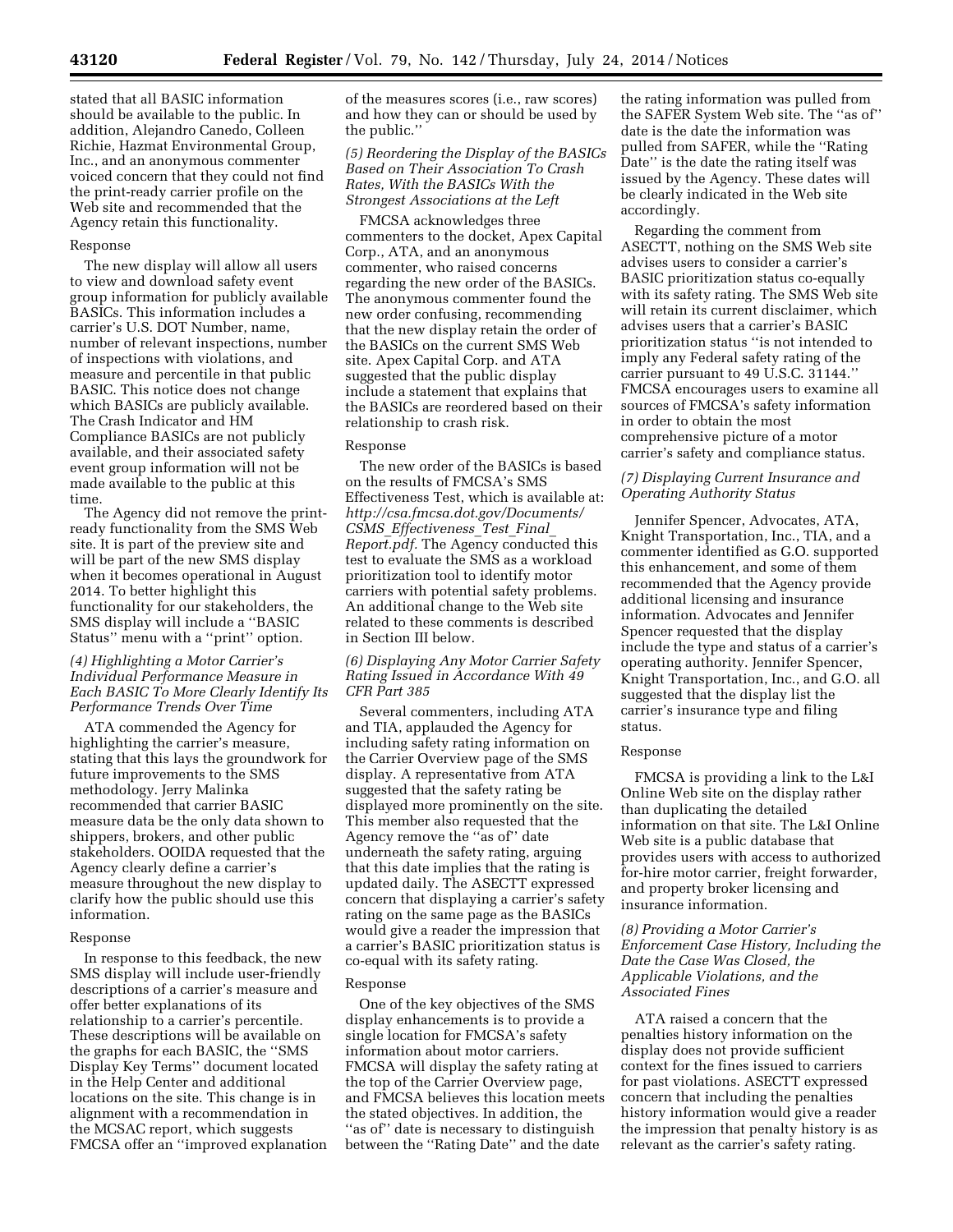stated that all BASIC information should be available to the public. In addition, Alejandro Canedo, Colleen Richie, Hazmat Environmental Group, Inc., and an anonymous commenter voiced concern that they could not find the print-ready carrier profile on the Web site and recommended that the Agency retain this functionality.

Response

The new display will allow all users to view and download safety event group information for publicly available BASICs. This information includes a carrier's U.S. DOT Number, name, number of relevant inspections, number of inspections with violations, and measure and percentile in that public BASIC. This notice does not change which BASICs are publicly available. The Crash Indicator and HM Compliance BASICs are not publicly available, and their associated safety event group information will not be made available to the public at this time.

The Agency did not remove the print-ready functionality from the SMS Web site. It is part of the preview site and will be part of the new SMS display when it becomes operational in August 2014. To better highlight this functionality for our stakeholders, the SMS display will include a ''BASIC Status'' menu with a ''print'' option.

*(4) Highlighting a Motor Carrier's Individual Performance Measure in Each BASIC To More Clearly Identify Its Performance Trends Over Time*

ATA commended the Agency for highlighting the carrier's measure, stating that this lays the groundwork for future improvements to the SMS methodology. Jerry Malinka recommended that carrier BASIC measure data be the only data shown to shippers, brokers, and other public stakeholders. OOIDA requested that the Agency clearly define a carrier's measure throughout the new display to clarify how the public should use this information.

Response

In response to this feedback, the new SMS display will include user-friendly descriptions of a carrier's measure and offer better explanations of its relationship to a carrier's percentile. These descriptions will be available on the graphs for each BASIC, the ''SMS Display Key Terms'' document located in the Help Center and additional locations on the site. This change is in alignment with a recommendation in the MCSAC report, which suggests FMCSA offer an ''improved explanation of the measures scores (i.e., raw scores) and how they can or should be used by the public.''

*(5) Reordering the Display of the BASICs Based on Their Association To Crash Rates, With the BASICs With the Strongest Associations at the Left*

FMCSA acknowledges three commenters to the docket, Apex Capital Corp., ATA, and an anonymous commenter, who raised concerns regarding the new order of the BASICs. The anonymous commenter found the new order confusing, recommending that the new display retain the order of the BASICs on the current SMS Web site. Apex Capital Corp. and ATA suggested that the public display include a statement that explains that the BASICs are reordered based on their relationship to crash risk.

Response

The new order of the BASICs is based on the results of FMCSA's SMS Effectiveness Test, which is available at: *http://csa.fmcsa.dot.gov/Documents/CSMS_Effectiveness_Test_Final_Report.pdf.* The Agency conducted this test to evaluate the SMS as a workload prioritization tool to identify motor carriers with potential safety problems. An additional change to the Web site related to these comments is described in Section III below.

*(6) Displaying Any Motor Carrier Safety Rating Issued in Accordance With 49 CFR Part 385*

Several commenters, including ATA and TIA, applauded the Agency for including safety rating information on the Carrier Overview page of the SMS display. A representative from ATA suggested that the safety rating be displayed more prominently on the site. This member also requested that the Agency remove the ''as of'' date underneath the safety rating, arguing that this date implies that the rating is updated daily. The ASECTT expressed concern that displaying a carrier's safety rating on the same page as the BASICs would give a reader the impression that a carrier's BASIC prioritization status is co-equal with its safety rating.

Response

One of the key objectives of the SMS display enhancements is to provide a single location for FMCSA's safety information about motor carriers. FMCSA will display the safety rating at the top of the Carrier Overview page, and FMCSA believes this location meets the stated objectives. In addition, the ''as of'' date is necessary to distinguish between the ''Rating Date'' and the date the rating information was pulled from the SAFER System Web site. The ''as of'' date is the date the information was pulled from SAFER, while the ''Rating Date'' is the date the rating itself was issued by the Agency. These dates will be clearly indicated in the Web site accordingly.

Regarding the comment from ASECTT, nothing on the SMS Web site advises users to consider a carrier's BASIC prioritization status co-equally with its safety rating. The SMS Web site will retain its current disclaimer, which advises users that a carrier's BASIC prioritization status ''is not intended to imply any Federal safety rating of the carrier pursuant to 49 U.S.C. 31144.'' FMCSA encourages users to examine all sources of FMCSA's safety information in order to obtain the most comprehensive picture of a motor carrier's safety and compliance status.

*(7) Displaying Current Insurance and Operating Authority Status*

Jennifer Spencer, Advocates, ATA, Knight Transportation, Inc., TIA, and a commenter identified as G.O. supported this enhancement, and some of them recommended that the Agency provide additional licensing and insurance information. Advocates and Jennifer Spencer requested that the display include the type and status of a carrier's operating authority. Jennifer Spencer, Knight Transportation, Inc., and G.O. all suggested that the display list the carrier's insurance type and filing status.

Response

FMCSA is providing a link to the L&I Online Web site on the display rather than duplicating the detailed information on that site. The L&I Online Web site is a public database that provides users with access to authorized for-hire motor carrier, freight forwarder, and property broker licensing and insurance information.

*(8) Providing a Motor Carrier's Enforcement Case History, Including the Date the Case Was Closed, the Applicable Violations, and the Associated Fines*

ATA raised a concern that the penalties history information on the display does not provide sufficient context for the fines issued to carriers for past violations. ASECTT expressed concern that including the penalties history information would give a reader the impression that penalty history is as relevant as the carrier's safety rating.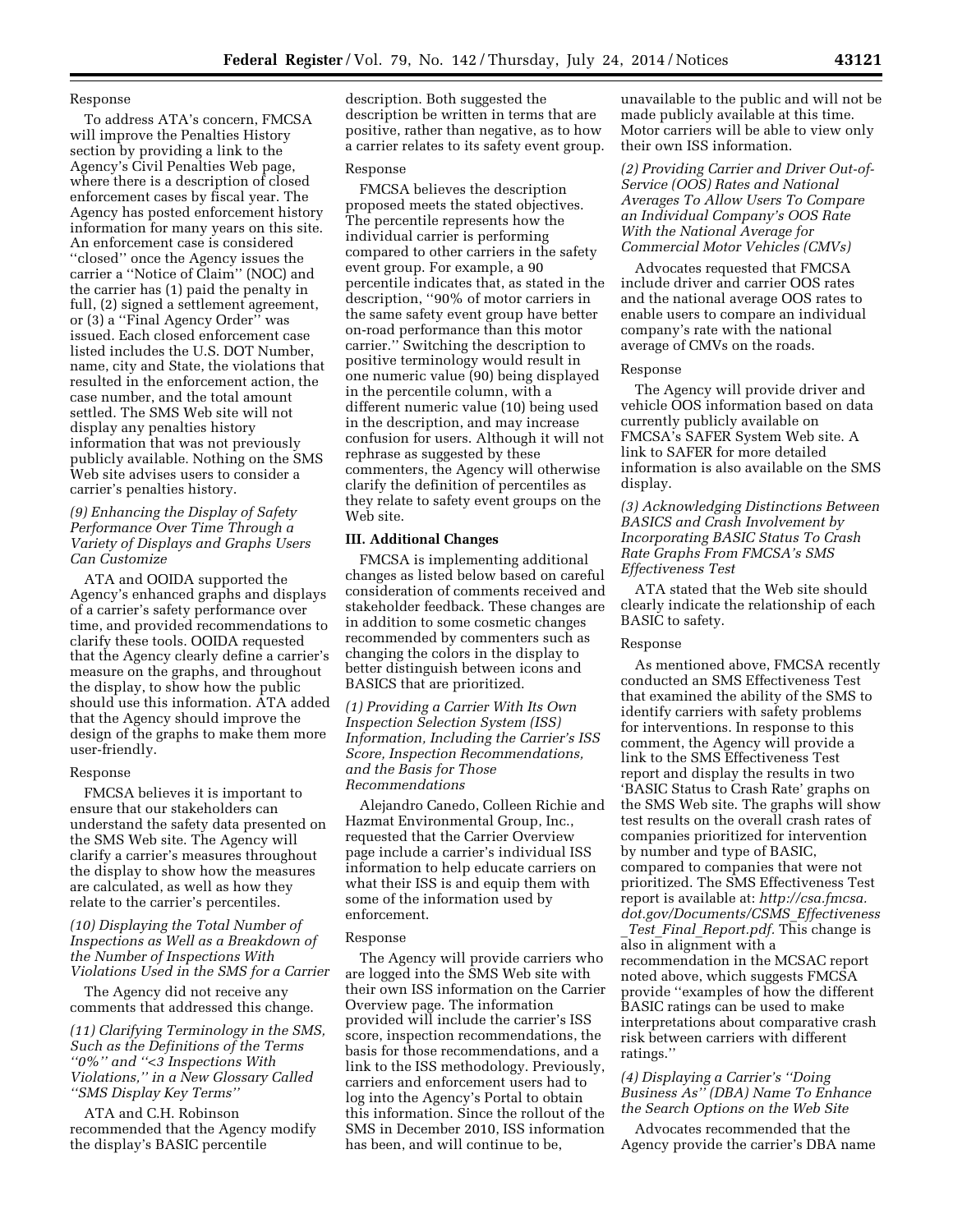Response

To address ATA's concern, FMCSA will improve the Penalties History section by providing a link to the Agency's Civil Penalties Web page, where there is a description of closed enforcement cases by fiscal year. The Agency has posted enforcement history information for many years on this site. An enforcement case is considered ''closed'' once the Agency issues the carrier a ''Notice of Claim'' (NOC) and the carrier has (1) paid the penalty in full, (2) signed a settlement agreement, or (3) a ''Final Agency Order'' was issued. Each closed enforcement case listed includes the U.S. DOT Number, name, city and State, the violations that resulted in the enforcement action, the case number, and the total amount settled. The SMS Web site will not display any penalties history information that was not previously publicly available. Nothing on the SMS Web site advises users to consider a carrier's penalties history.

*(9) Enhancing the Display of Safety Performance Over Time Through a Variety of Displays and Graphs Users Can Customize*

ATA and OOIDA supported the Agency's enhanced graphs and displays of a carrier's safety performance over time, and provided recommendations to clarify these tools. OOIDA requested that the Agency clearly define a carrier's measure on the graphs, and throughout the display, to show how the public should use this information. ATA added that the Agency should improve the design of the graphs to make them more user-friendly.

Response

FMCSA believes it is important to ensure that our stakeholders can understand the safety data presented on the SMS Web site. The Agency will clarify a carrier's measures throughout the display to show how the measures are calculated, as well as how they relate to the carrier's percentiles.

*(10) Displaying the Total Number of Inspections as Well as a Breakdown of the Number of Inspections With Violations Used in the SMS for a Carrier*

The Agency did not receive any comments that addressed this change.

*(11) Clarifying Terminology in the SMS, Such as the Definitions of the Terms ''0%'' and ''<3 Inspections With Violations,'' in a New Glossary Called ''SMS Display Key Terms''*

ATA and C.H. Robinson recommended that the Agency modify the display's BASIC percentile description. Both suggested the description be written in terms that are positive, rather than negative, as to how a carrier relates to its safety event group.

Response

FMCSA believes the description proposed meets the stated objectives. The percentile represents how the individual carrier is performing compared to other carriers in the safety event group. For example, a 90 percentile indicates that, as stated in the description, ''90% of motor carriers in the same safety event group have better on-road performance than this motor carrier.'' Switching the description to positive terminology would result in one numeric value (90) being displayed in the percentile column, with a different numeric value (10) being used in the description, and may increase confusion for users. Although it will not rephrase as suggested by these commenters, the Agency will otherwise clarify the definition of percentiles as they relate to safety event groups on the Web site.

### III. Additional Changes

FMCSA is implementing additional changes as listed below based on careful consideration of comments received and stakeholder feedback. These changes are in addition to some cosmetic changes recommended by commenters such as changing the colors in the display to better distinguish between icons and BASICS that are prioritized.

*(1) Providing a Carrier With Its Own Inspection Selection System (ISS) Information, Including the Carrier's ISS Score, Inspection Recommendations, and the Basis for Those Recommendations*

Alejandro Canedo, Colleen Richie and Hazmat Environmental Group, Inc., requested that the Carrier Overview page include a carrier's individual ISS information to help educate carriers on what their ISS is and equip them with some of the information used by enforcement.

Response

The Agency will provide carriers who are logged into the SMS Web site with their own ISS information on the Carrier Overview page. The information provided will include the carrier's ISS score, inspection recommendations, the basis for those recommendations, and a link to the ISS methodology. Previously, carriers and enforcement users had to log into the Agency's Portal to obtain this information. Since the rollout of the SMS in December 2010, ISS information has been, and will continue to be, unavailable to the public and will not be made publicly available at this time. Motor carriers will be able to view only their own ISS information.

*(2) Providing Carrier and Driver Out-of-Service (OOS) Rates and National Averages To Allow Users To Compare an Individual Company's OOS Rate With the National Average for Commercial Motor Vehicles (CMVs)*

Advocates requested that FMCSA include driver and carrier OOS rates and the national average OOS rates to enable users to compare an individual company's rate with the national average of CMVs on the roads.

Response

The Agency will provide driver and vehicle OOS information based on data currently publicly available on FMCSA's SAFER System Web site. A link to SAFER for more detailed information is also available on the SMS display.

*(3) Acknowledging Distinctions Between BASICS and Crash Involvement by Incorporating BASIC Status To Crash Rate Graphs From FMCSA's SMS Effectiveness Test*

ATA stated that the Web site should clearly indicate the relationship of each BASIC to safety.

Response

As mentioned above, FMCSA recently conducted an SMS Effectiveness Test that examined the ability of the SMS to identify carriers with safety problems for interventions. In response to this comment, the Agency will provide a link to the SMS Effectiveness Test report and display the results in two 'BASIC Status to Crash Rate' graphs on the SMS Web site. The graphs will show test results on the overall crash rates of companies prioritized for intervention by number and type of BASIC, compared to companies that were not prioritized. The SMS Effectiveness Test report is available at: *http://csa.fmcsa.dot.gov/Documents/CSMS_Effectiveness_Test_Final_Report.pdf.* This change is also in alignment with a recommendation in the MCSAC report noted above, which suggests FMCSA provide ''examples of how the different BASIC ratings can be used to make interpretations about comparative crash risk between carriers with different ratings.''

*(4) Displaying a Carrier's ''Doing Business As'' (DBA) Name To Enhance the Search Options on the Web Site*

Advocates recommended that the Agency provide the carrier's DBA name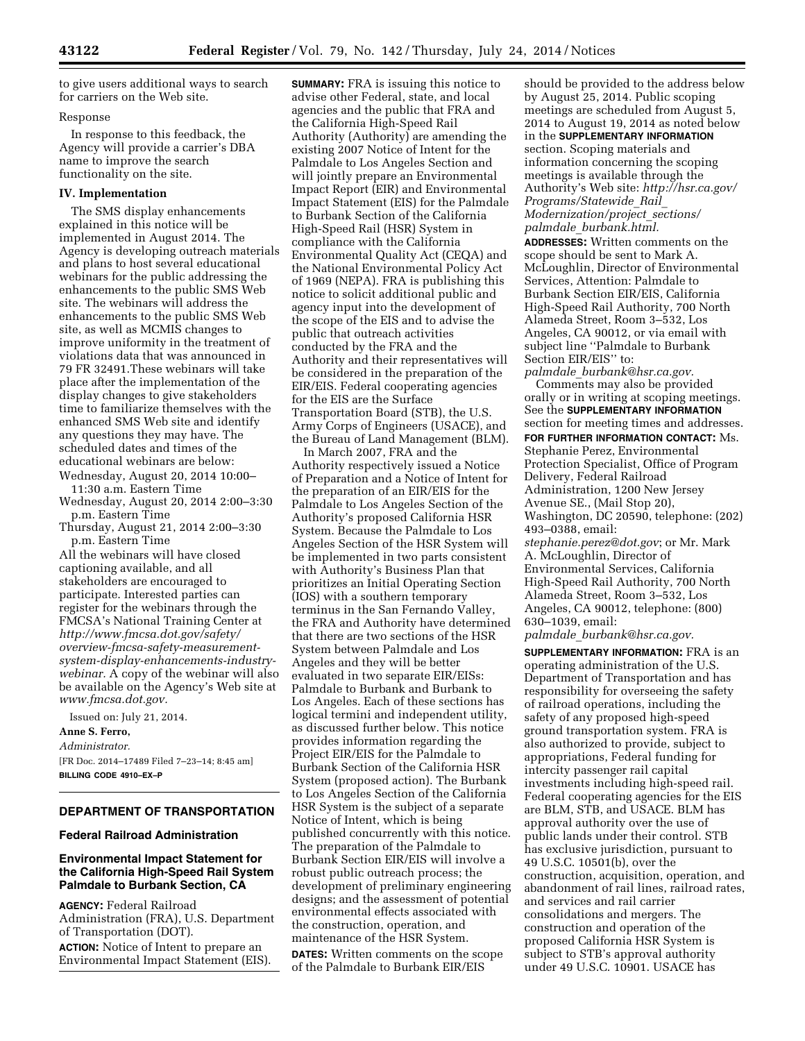to give users additional ways to search for carriers on the Web site.

Response

In response to this feedback, the Agency will provide a carrier's DBA name to improve the search functionality on the site.

## IV. Implementation

The SMS display enhancements explained in this notice will be implemented in August 2014. The Agency is developing outreach materials and plans to host several educational webinars for the public addressing the enhancements to the public SMS Web site. The webinars will address the enhancements to the public SMS Web site, as well as MCMIS changes to improve uniformity in the treatment of violations data that was announced in 79 FR 32491.These webinars will take place after the implementation of the display changes to give stakeholders time to familiarize themselves with the enhanced SMS Web site and identify any questions they may have. The scheduled dates and times of the educational webinars are below:

Wednesday, August 20, 2014 10:00–11:30 a.m. Eastern Time
Wednesday, August 20, 2014 2:00–3:30 p.m. Eastern Time
Thursday, August 21, 2014 2:00–3:30 p.m. Eastern Time

All the webinars will have closed captioning available, and all stakeholders are encouraged to participate. Interested parties can register for the webinars through the FMCSA's National Training Center at *http://www.fmcsa.dot.gov/safety/overview-fmcsa-safety-measurement-system-display-enhancements-industry-webinar.* A copy of the webinar will also be available on the Agency's Web site at *www.fmcsa.dot.gov.*

Issued on: July 21, 2014.

**Anne S. Ferro,**

*Administrator.*

[FR Doc. 2014–17489 Filed 7–23–14; 8:45 am]

**BILLING CODE 4910–EX–P**

## DEPARTMENT OF TRANSPORTATION

### Federal Railroad Administration

### Environmental Impact Statement for the California High-Speed Rail System Palmdale to Burbank Section, CA

**AGENCY:** Federal Railroad Administration (FRA), U.S. Department of Transportation (DOT).

**ACTION:** Notice of Intent to prepare an Environmental Impact Statement (EIS).

**SUMMARY:** FRA is issuing this notice to advise other Federal, state, and local agencies and the public that FRA and the California High-Speed Rail Authority (Authority) are amending the existing 2007 Notice of Intent for the Palmdale to Los Angeles Section and will jointly prepare an Environmental Impact Report (EIR) and Environmental Impact Statement (EIS) for the Palmdale to Burbank Section of the California High-Speed Rail (HSR) System in compliance with the California Environmental Quality Act (CEQA) and the National Environmental Policy Act of 1969 (NEPA). FRA is publishing this notice to solicit additional public and agency input into the development of the scope of the EIS and to advise the public that outreach activities conducted by the FRA and the Authority and their representatives will be considered in the preparation of the EIR/EIS. Federal cooperating agencies for the EIS are the Surface Transportation Board (STB), the U.S. Army Corps of Engineers (USACE), and the Bureau of Land Management (BLM).

In March 2007, FRA and the Authority respectively issued a Notice of Preparation and a Notice of Intent for the preparation of an EIR/EIS for the Palmdale to Los Angeles Section of the Authority's proposed California HSR System. Because the Palmdale to Los Angeles Section of the HSR System will be implemented in two parts consistent with Authority's Business Plan that prioritizes an Initial Operating Section (IOS) with a southern temporary terminus in the San Fernando Valley, the FRA and Authority have determined that there are two sections of the HSR System between Palmdale and Los Angeles and they will be better evaluated in two separate EIR/EISs: Palmdale to Burbank and Burbank to Los Angeles. Each of these sections has logical termini and independent utility, as discussed further below. This notice provides information regarding the Project EIR/EIS for the Palmdale to Burbank Section of the California HSR System (proposed action). The Burbank to Los Angeles Section of the California HSR System is the subject of a separate Notice of Intent, which is being published concurrently with this notice. The preparation of the Palmdale to Burbank Section EIR/EIS will involve a robust public outreach process; the development of preliminary engineering designs; and the assessment of potential environmental effects associated with the construction, operation, and maintenance of the HSR System.

**DATES:** Written comments on the scope of the Palmdale to Burbank EIR/EIS should be provided to the address below by August 25, 2014. Public scoping meetings are scheduled from August 5, 2014 to August 19, 2014 as noted below in the **SUPPLEMENTARY INFORMATION** section. Scoping materials and information concerning the scoping meetings is available through the Authority's Web site: *http://hsr.ca.gov/Programs/Statewide_Rail_Modernization/project_sections/palmdale_burbank.html.*

**ADDRESSES:** Written comments on the scope should be sent to Mark A. McLoughlin, Director of Environmental Services, Attention: Palmdale to Burbank Section EIR/EIS, California High-Speed Rail Authority, 700 North Alameda Street, Room 3–532, Los Angeles, CA 90012, or via email with subject line ''Palmdale to Burbank Section EIR/EIS'' to: *palmdale_burbank@hsr.ca.gov.*

Comments may also be provided orally or in writing at scoping meetings. See the **SUPPLEMENTARY INFORMATION** section for meeting times and addresses.

**FOR FURTHER INFORMATION CONTACT:** Ms. Stephanie Perez, Environmental Protection Specialist, Office of Program Delivery, Federal Railroad Administration, 1200 New Jersey Avenue SE., (Mail Stop 20), Washington, DC 20590, telephone: (202) 493–0388, email: *stephanie.perez@dot.gov*; or Mr. Mark A. McLoughlin, Director of Environmental Services, California High-Speed Rail Authority, 700 North Alameda Street, Room 3–532, Los Angeles, CA 90012, telephone: (800) 630–1039, email: *palmdale_burbank@hsr.ca.gov.*

**SUPPLEMENTARY INFORMATION:** FRA is an operating administration of the U.S. Department of Transportation and has responsibility for overseeing the safety of railroad operations, including the safety of any proposed high-speed ground transportation system. FRA is also authorized to provide, subject to appropriations, Federal funding for intercity passenger rail capital investments including high-speed rail. Federal cooperating agencies for the EIS are BLM, STB, and USACE. BLM has approval authority over the use of public lands under their control. STB has exclusive jurisdiction, pursuant to 49 U.S.C. 10501(b), over the construction, acquisition, operation, and abandonment of rail lines, railroad rates, and services and rail carrier consolidations and mergers. The construction and operation of the proposed California HSR System is subject to STB's approval authority under 49 U.S.C. 10901. USACE has